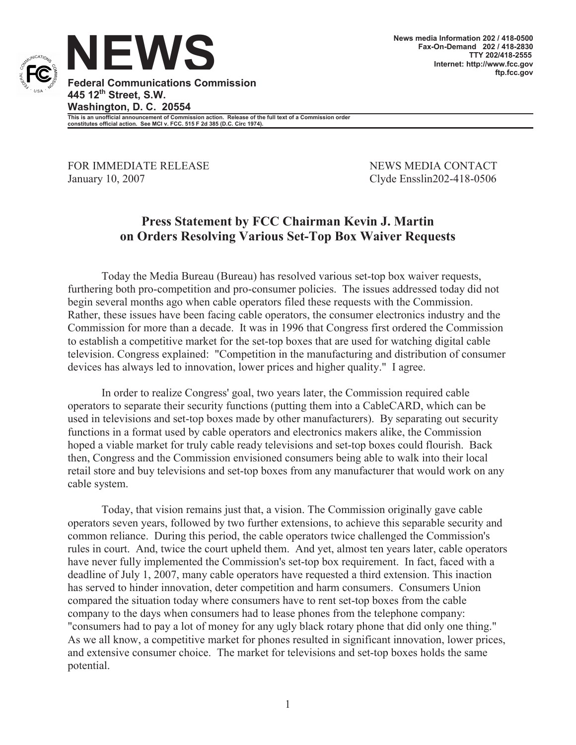# NEWS

**Federal Communications Commission**
**445 12th Street, S.W.**
**Washington, D. C. 20554**

**News media Information 202 / 418-0500**
**Fax-On-Demand 202 / 418-2830**
**TTY 202/418-2555**
**Internet: http://www.fcc.gov**
**ftp.fcc.gov**

**This is an unofficial announcement of Commission action. Release of the full text of a Commission order constitutes official action. See MCI v. FCC. 515 F 2d 385 (D.C. Circ 1974).**

FOR IMMEDIATE RELEASE
January 10, 2007

NEWS MEDIA CONTACT
Clyde Ensslin202-418-0506

## Press Statement by FCC Chairman Kevin J. Martin on Orders Resolving Various Set-Top Box Waiver Requests

Today the Media Bureau (Bureau) has resolved various set-top box waiver requests, furthering both pro-competition and pro-consumer policies. The issues addressed today did not begin several months ago when cable operators filed these requests with the Commission. Rather, these issues have been facing cable operators, the consumer electronics industry and the Commission for more than a decade. It was in 1996 that Congress first ordered the Commission to establish a competitive market for the set-top boxes that are used for watching digital cable television. Congress explained: "Competition in the manufacturing and distribution of consumer devices has always led to innovation, lower prices and higher quality." I agree.

In order to realize Congress' goal, two years later, the Commission required cable operators to separate their security functions (putting them into a CableCARD, which can be used in televisions and set-top boxes made by other manufacturers). By separating out security functions in a format used by cable operators and electronics makers alike, the Commission hoped a viable market for truly cable ready televisions and set-top boxes could flourish. Back then, Congress and the Commission envisioned consumers being able to walk into their local retail store and buy televisions and set-top boxes from any manufacturer that would work on any cable system.

Today, that vision remains just that, a vision. The Commission originally gave cable operators seven years, followed by two further extensions, to achieve this separable security and common reliance. During this period, the cable operators twice challenged the Commission's rules in court. And, twice the court upheld them. And yet, almost ten years later, cable operators have never fully implemented the Commission's set-top box requirement. In fact, faced with a deadline of July 1, 2007, many cable operators have requested a third extension. This inaction has served to hinder innovation, deter competition and harm consumers. Consumers Union compared the situation today where consumers have to rent set-top boxes from the cable company to the days when consumers had to lease phones from the telephone company: "consumers had to pay a lot of money for any ugly black rotary phone that did only one thing." As we all know, a competitive market for phones resulted in significant innovation, lower prices, and extensive consumer choice. The market for televisions and set-top boxes holds the same potential.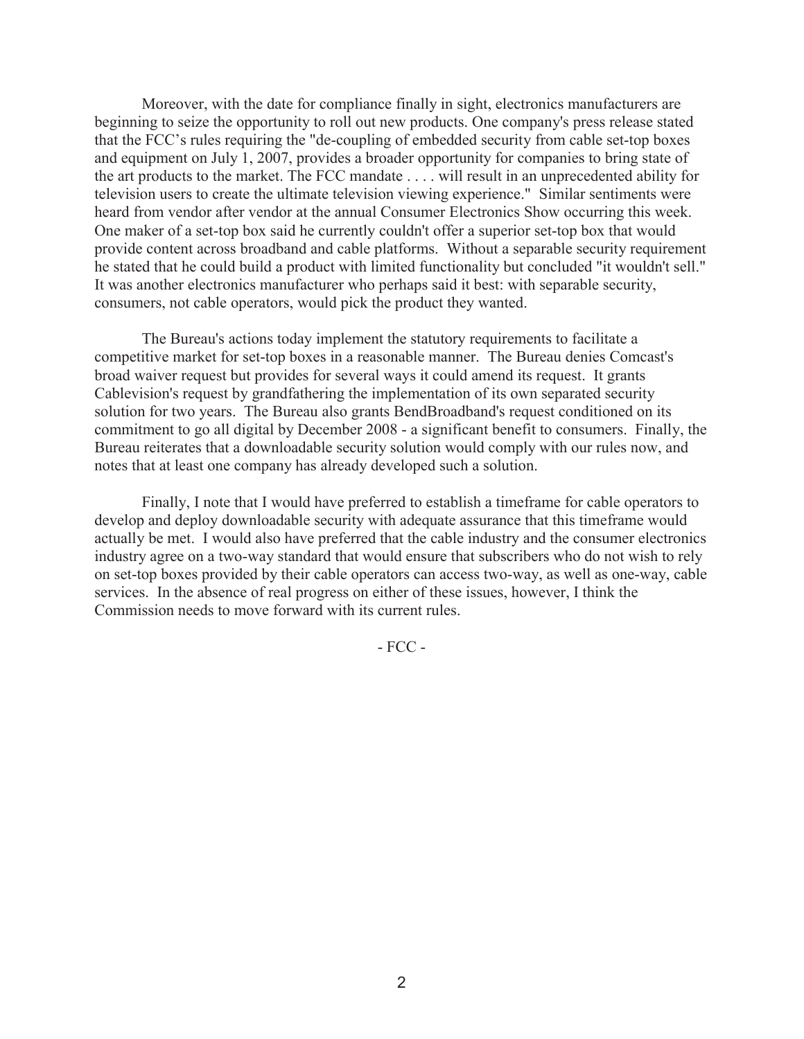Moreover, with the date for compliance finally in sight, electronics manufacturers are beginning to seize the opportunity to roll out new products. One company's press release stated that the FCC's rules requiring the "de-coupling of embedded security from cable set-top boxes and equipment on July 1, 2007, provides a broader opportunity for companies to bring state of the art products to the market. The FCC mandate . . . . will result in an unprecedented ability for television users to create the ultimate television viewing experience." Similar sentiments were heard from vendor after vendor at the annual Consumer Electronics Show occurring this week. One maker of a set-top box said he currently couldn't offer a superior set-top box that would provide content across broadband and cable platforms. Without a separable security requirement he stated that he could build a product with limited functionality but concluded "it wouldn't sell." It was another electronics manufacturer who perhaps said it best: with separable security, consumers, not cable operators, would pick the product they wanted.

The Bureau's actions today implement the statutory requirements to facilitate a competitive market for set-top boxes in a reasonable manner. The Bureau denies Comcast's broad waiver request but provides for several ways it could amend its request. It grants Cablevision's request by grandfathering the implementation of its own separated security solution for two years. The Bureau also grants BendBroadband's request conditioned on its commitment to go all digital by December 2008 - a significant benefit to consumers. Finally, the Bureau reiterates that a downloadable security solution would comply with our rules now, and notes that at least one company has already developed such a solution.

Finally, I note that I would have preferred to establish a timeframe for cable operators to develop and deploy downloadable security with adequate assurance that this timeframe would actually be met. I would also have preferred that the cable industry and the consumer electronics industry agree on a two-way standard that would ensure that subscribers who do not wish to rely on set-top boxes provided by their cable operators can access two-way, as well as one-way, cable services. In the absence of real progress on either of these issues, however, I think the Commission needs to move forward with its current rules.

- FCC -